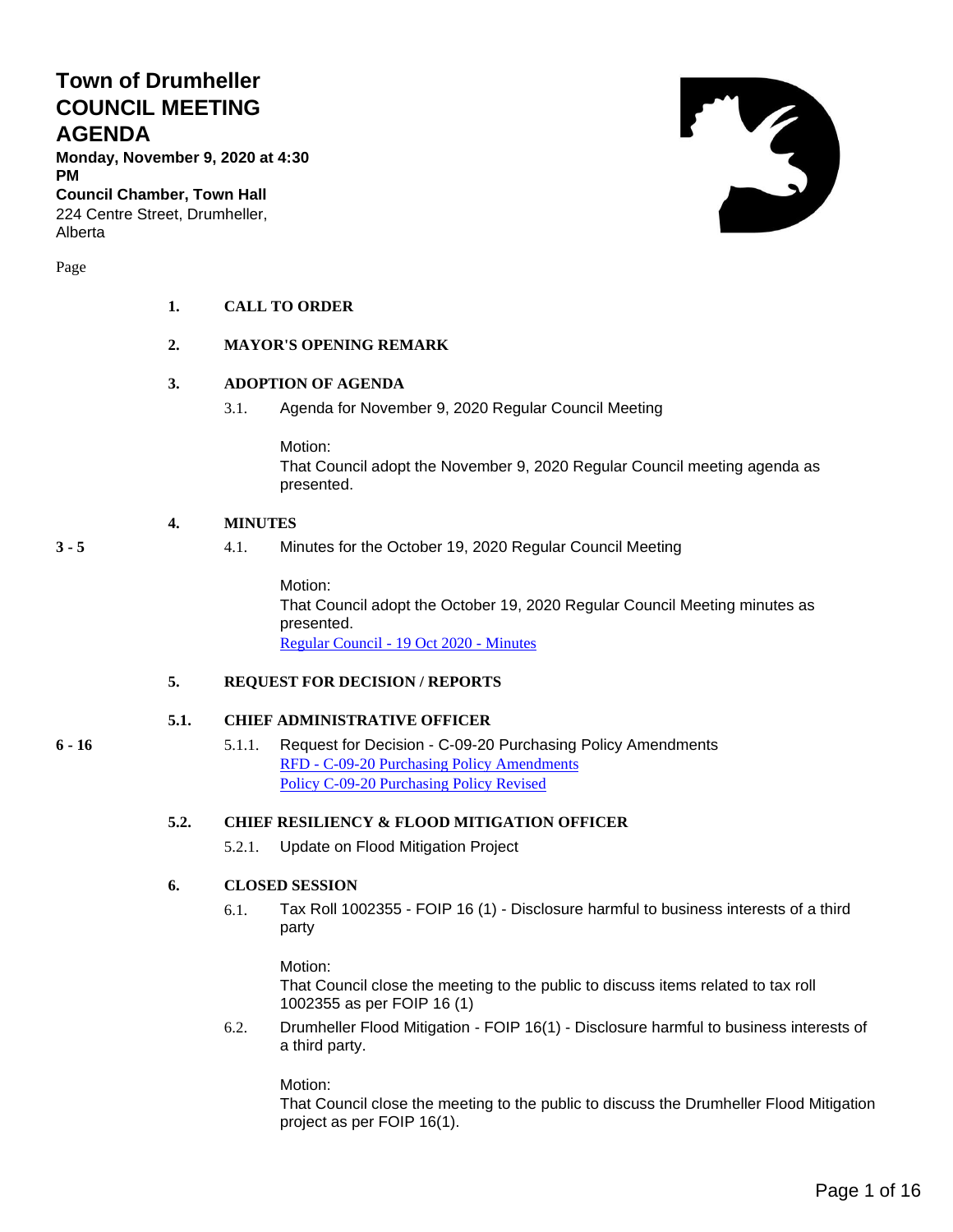# Town of Drumheller COUNCIL MEETING AGENDA

**Monday, November 9, 2020 at 4:30 PM**
**Council Chamber, Town Hall**
224 Centre Street, Drumheller, Alberta

Page

**1. CALL TO ORDER**

**2. MAYOR'S OPENING REMARK**

**3. ADOPTION OF AGENDA**

3.1. Agenda for November 9, 2020 Regular Council Meeting

Motion:
That Council adopt the November 9, 2020 Regular Council meeting agenda as presented.

**4. MINUTES**

**3 - 5** 4.1. Minutes for the October 19, 2020 Regular Council Meeting

Motion:
That Council adopt the October 19, 2020 Regular Council Meeting minutes as presented.
Regular Council - 19 Oct 2020 - Minutes

**5. REQUEST FOR DECISION / REPORTS**

**5.1. CHIEF ADMINISTRATIVE OFFICER**

**6 - 16** 5.1.1. Request for Decision - C-09-20 Purchasing Policy Amendments
RFD - C-09-20 Purchasing Policy Amendments
Policy C-09-20 Purchasing Policy Revised

**5.2. CHIEF RESILIENCY & FLOOD MITIGATION OFFICER**

5.2.1. Update on Flood Mitigation Project

**6. CLOSED SESSION**

6.1. Tax Roll 1002355 - FOIP 16 (1) - Disclosure harmful to business interests of a third party

Motion:
That Council close the meeting to the public to discuss items related to tax roll 1002355 as per FOIP 16 (1)

6.2. Drumheller Flood Mitigation - FOIP 16(1) - Disclosure harmful to business interests of a third party.

Motion:
That Council close the meeting to the public to discuss the Drumheller Flood Mitigation project as per FOIP 16(1).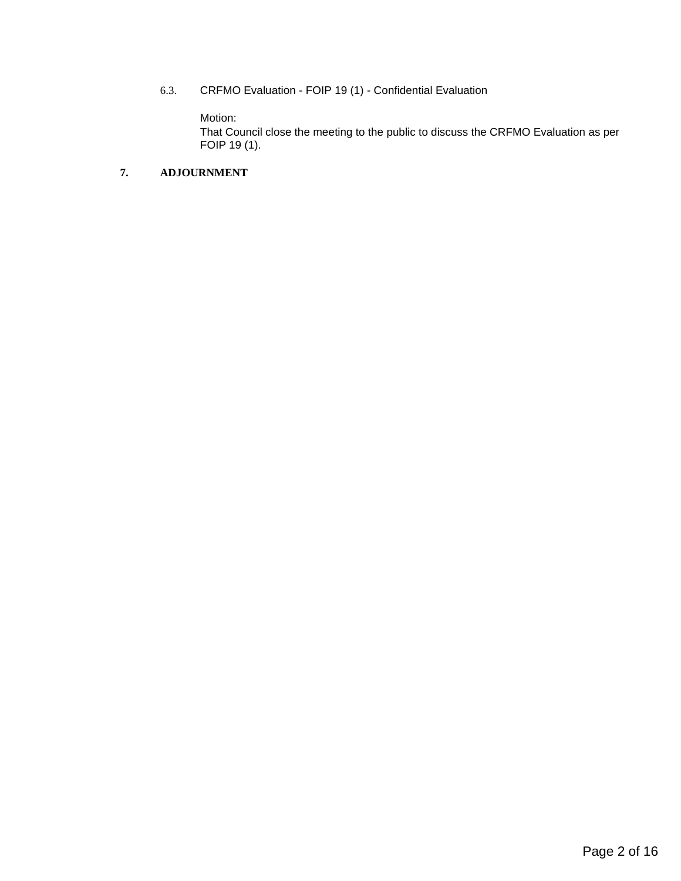6.3. CRFMO Evaluation - FOIP 19 (1) - Confidential Evaluation

Motion:
That Council close the meeting to the public to discuss the CRFMO Evaluation as per FOIP 19 (1).

**7. ADJOURNMENT**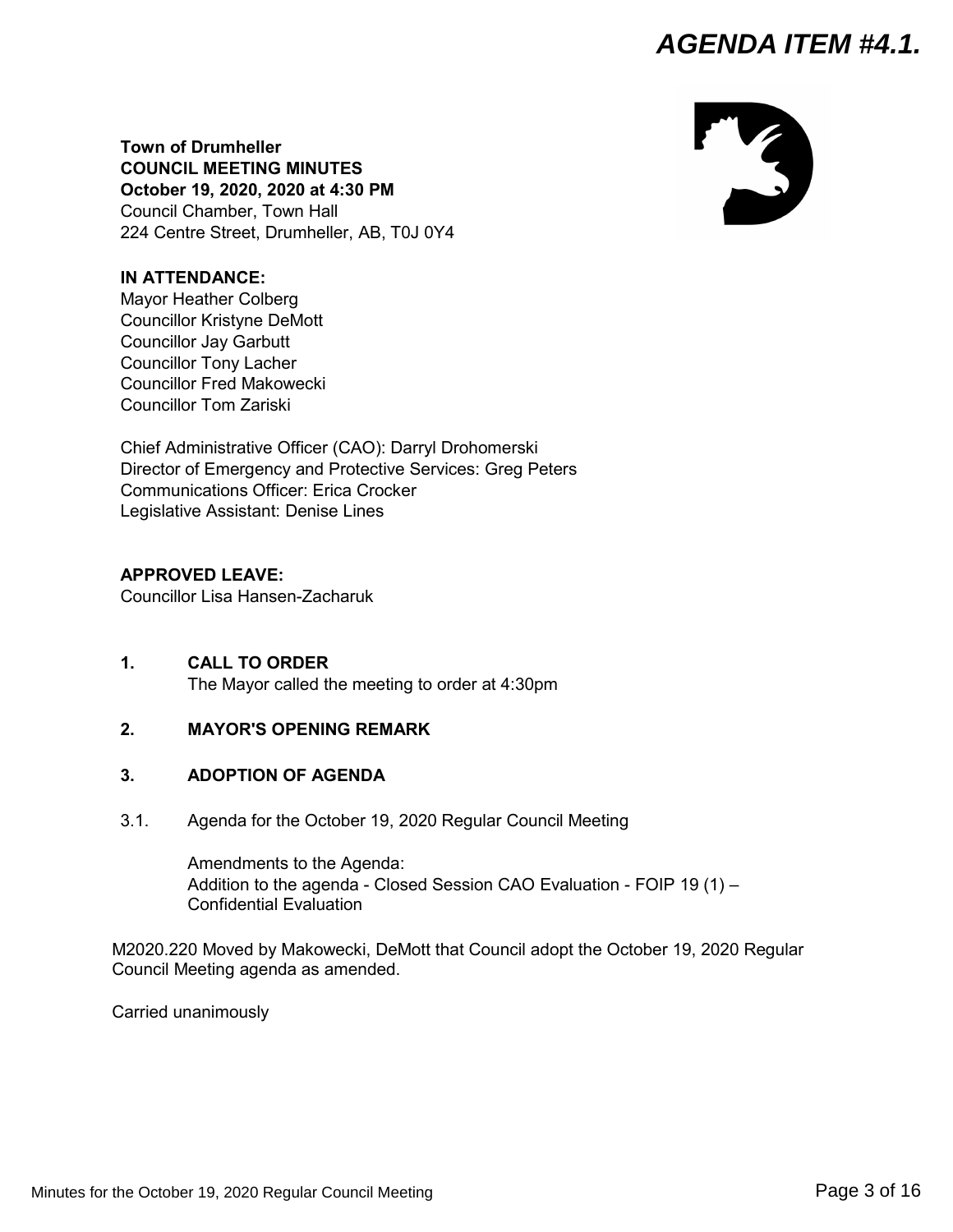# AGENDA ITEM #4.1.

**Town of Drumheller**
**COUNCIL MEETING MINUTES**
**October 19, 2020, 2020 at 4:30 PM**
Council Chamber, Town Hall
224 Centre Street, Drumheller, AB, T0J 0Y4

**IN ATTENDANCE:**
Mayor Heather Colberg
Councillor Kristyne DeMott
Councillor Jay Garbutt
Councillor Tony Lacher
Councillor Fred Makowecki
Councillor Tom Zariski

Chief Administrative Officer (CAO): Darryl Drohomerski
Director of Emergency and Protective Services: Greg Peters
Communications Officer: Erica Crocker
Legislative Assistant: Denise Lines

**APPROVED LEAVE:**
Councillor Lisa Hansen-Zacharuk

## 1. CALL TO ORDER

The Mayor called the meeting to order at 4:30pm

## 2. MAYOR'S OPENING REMARK

## 3. ADOPTION OF AGENDA

3.1. Agenda for the October 19, 2020 Regular Council Meeting

Amendments to the Agenda:
Addition to the agenda - Closed Session CAO Evaluation - FOIP 19 (1) – Confidential Evaluation

M2020.220 Moved by Makowecki, DeMott that Council adopt the October 19, 2020 Regular Council Meeting agenda as amended.

Carried unanimously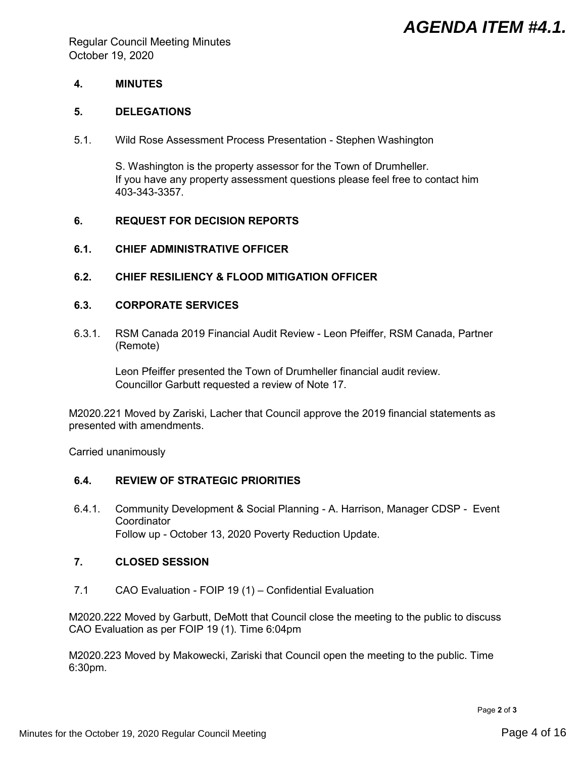## 4. MINUTES

## 5. DELEGATIONS

5.1. Wild Rose Assessment Process Presentation - Stephen Washington

S. Washington is the property assessor for the Town of Drumheller.
If you have any property assessment questions please feel free to contact him 403-343-3357.

## 6. REQUEST FOR DECISION REPORTS

### 6.1. CHIEF ADMINISTRATIVE OFFICER

### 6.2. CHIEF RESILIENCY & FLOOD MITIGATION OFFICER

### 6.3. CORPORATE SERVICES

6.3.1. RSM Canada 2019 Financial Audit Review - Leon Pfeiffer, RSM Canada, Partner (Remote)

Leon Pfeiffer presented the Town of Drumheller financial audit review.
Councillor Garbutt requested a review of Note 17.

M2020.221 Moved by Zariski, Lacher that Council approve the 2019 financial statements as presented with amendments.

Carried unanimously

### 6.4. REVIEW OF STRATEGIC PRIORITIES

6.4.1. Community Development & Social Planning - A. Harrison, Manager CDSP - Event Coordinator
Follow up - October 13, 2020 Poverty Reduction Update.

## 7. CLOSED SESSION

7.1 CAO Evaluation - FOIP 19 (1) – Confidential Evaluation

M2020.222 Moved by Garbutt, DeMott that Council close the meeting to the public to discuss CAO Evaluation as per FOIP 19 (1). Time 6:04pm

M2020.223 Moved by Makowecki, Zariski that Council open the meeting to the public. Time 6:30pm.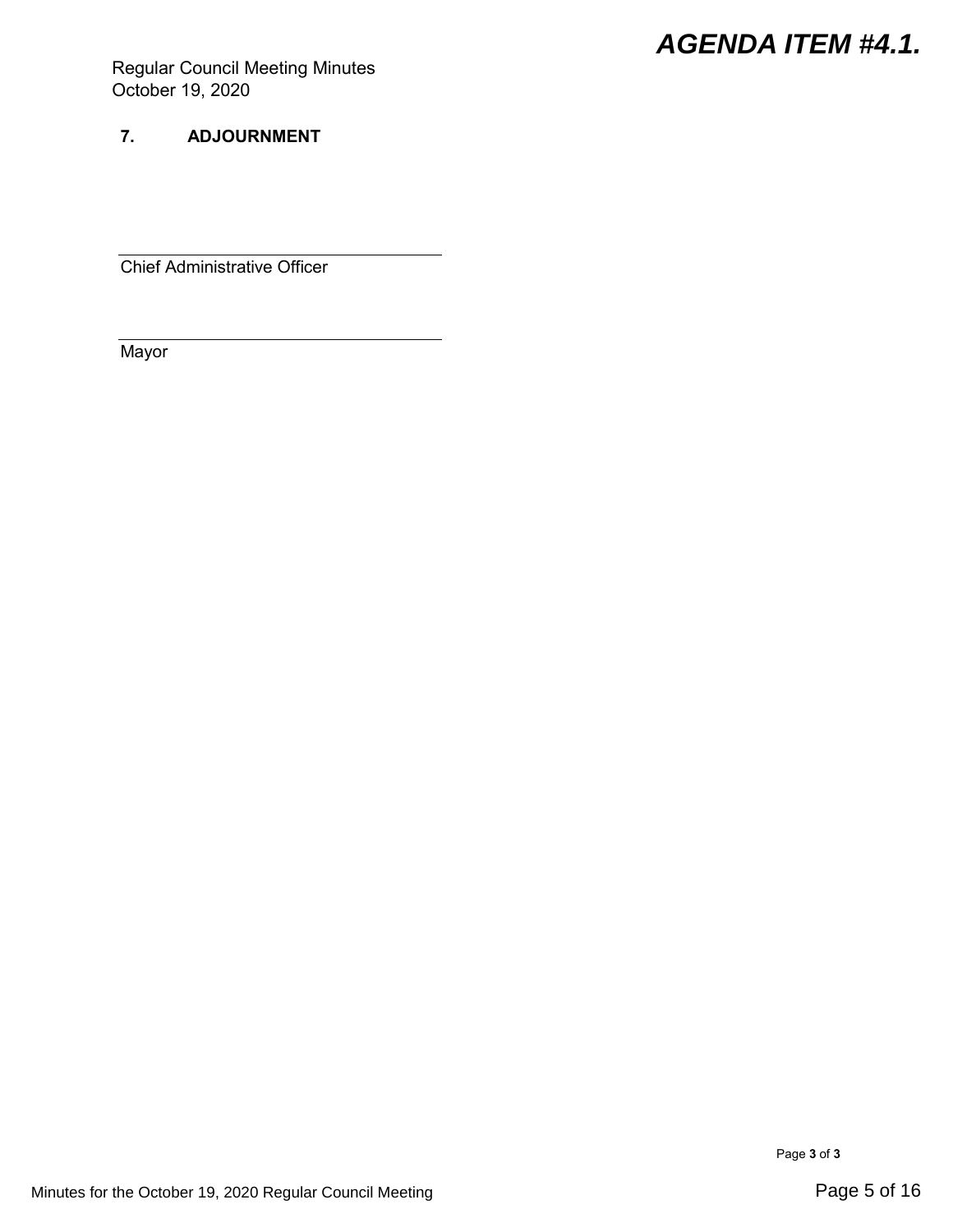Regular Council Meeting Minutes
October 19, 2020

**7. ADJOURNMENT**

\_\_\_\_\_\_\_\_\_\_\_\_\_\_\_\_\_\_\_\_\_\_\_\_\_\_\_\_\_\_\_\_\_\_
Chief Administrative Officer

\_\_\_\_\_\_\_\_\_\_\_\_\_\_\_\_\_\_\_\_\_\_\_\_\_\_\_\_\_\_\_\_\_\_
Mayor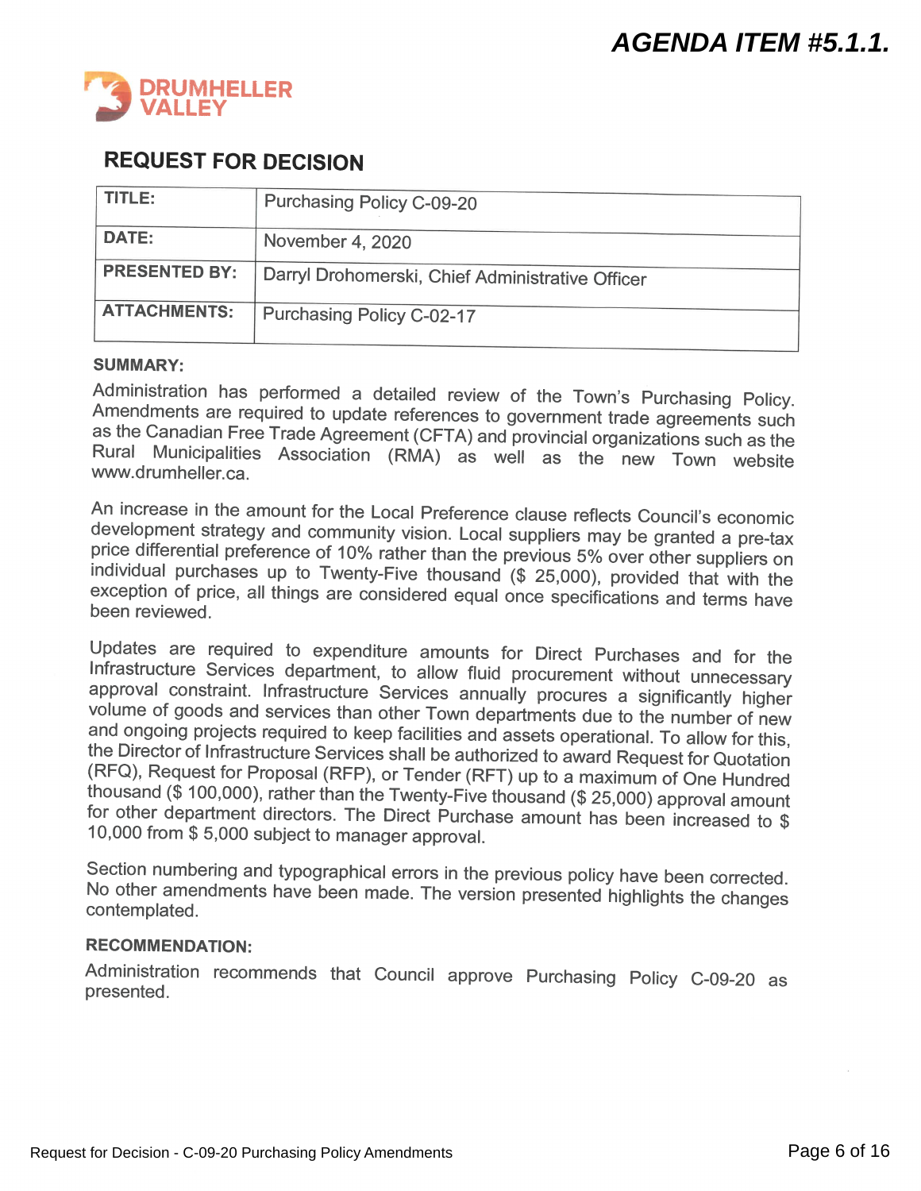**AGENDA ITEM #5.1.1.**

DRUMHELLER VALLEY

## REQUEST FOR DECISION

| TITLE: | Purchasing Policy C-09-20 |
|---|---|
| DATE: | November 4, 2020 |
| PRESENTED BY: | Darryl Drohomerski, Chief Administrative Officer |
| ATTACHMENTS: | Purchasing Policy C-02-17 |

**SUMMARY:**

Administration has performed a detailed review of the Town's Purchasing Policy. Amendments are required to update references to government trade agreements such as the Canadian Free Trade Agreement (CFTA) and provincial organizations such as the Rural Municipalities Association (RMA) as well as the new Town website www.drumheller.ca.

An increase in the amount for the Local Preference clause reflects Council's economic development strategy and community vision. Local suppliers may be granted a pre-tax price differential preference of 10% rather than the previous 5% over other suppliers on individual purchases up to Twenty-Five thousand ($ 25,000), provided that with the exception of price, all things are considered equal once specifications and terms have been reviewed.

Updates are required to expenditure amounts for Direct Purchases and for the Infrastructure Services department, to allow fluid procurement without unnecessary approval constraint. Infrastructure Services annually procures a significantly higher volume of goods and services than other Town departments due to the number of new and ongoing projects required to keep facilities and assets operational. To allow for this, the Director of Infrastructure Services shall be authorized to award Request for Quotation (RFQ), Request for Proposal (RFP), or Tender (RFT) up to a maximum of One Hundred thousand ($ 100,000), rather than the Twenty-Five thousand ($ 25,000) approval amount for other department directors. The Direct Purchase amount has been increased to $ 10,000 from $ 5,000 subject to manager approval.

Section numbering and typographical errors in the previous policy have been corrected. No other amendments have been made. The version presented highlights the changes contemplated.

**RECOMMENDATION:**

Administration recommends that Council approve Purchasing Policy C-09-20 as presented.

Request for Decision - C-09-20 Purchasing Policy Amendments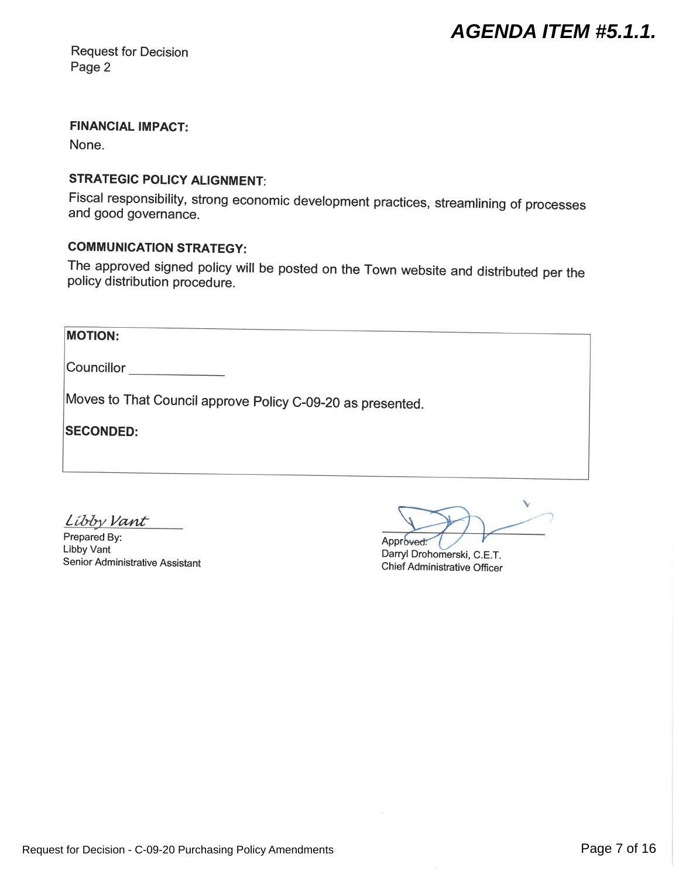**AGENDA ITEM #5.1.1.**

Request for Decision
Page 2

**FINANCIAL IMPACT:**

None.

**STRATEGIC POLICY ALIGNMENT:**

Fiscal responsibility, strong economic development practices, streamlining of processes and good governance.

**COMMUNICATION STRATEGY:**

The approved signed policy will be posted on the Town website and distributed per the policy distribution procedure.

| **MOTION:** |
|---|
| Councillor _____________ |
| Moves to That Council approve Policy C-09-20 as presented. |
| **SECONDED:** |

*Libby Vant*
Prepared By:
Libby Vant
Senior Administrative Assistant

Approved:
Darryl Drohomerski, C.E.T.
Chief Administrative Officer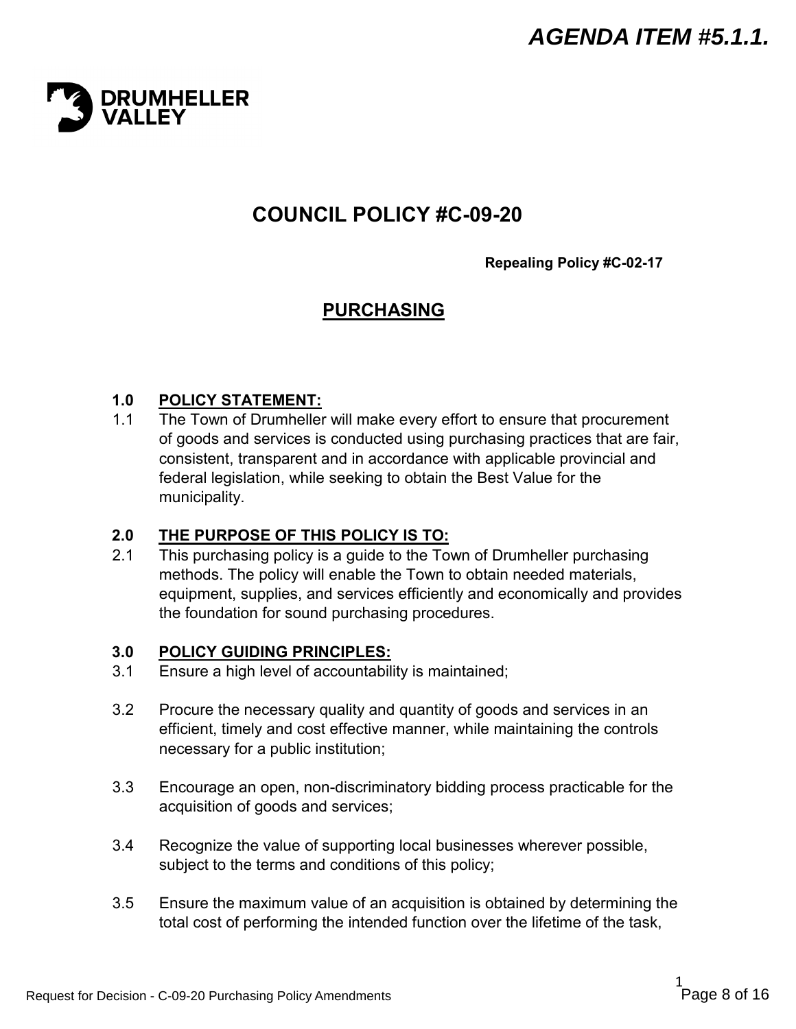*AGENDA ITEM #5.1.1.*

DRUMHELLER VALLEY

# COUNCIL POLICY #C-09-20

**Repealing Policy #C-02-17**

## PURCHASING

**1.0 POLICY STATEMENT:**

1.1 The Town of Drumheller will make every effort to ensure that procurement of goods and services is conducted using purchasing practices that are fair, consistent, transparent and in accordance with applicable provincial and federal legislation, while seeking to obtain the Best Value for the municipality.

**2.0 THE PURPOSE OF THIS POLICY IS TO:**

2.1 This purchasing policy is a guide to the Town of Drumheller purchasing methods. The policy will enable the Town to obtain needed materials, equipment, supplies, and services efficiently and economically and provides the foundation for sound purchasing procedures.

**3.0 POLICY GUIDING PRINCIPLES:**

3.1 Ensure a high level of accountability is maintained;

3.2 Procure the necessary quality and quantity of goods and services in an efficient, timely and cost effective manner, while maintaining the controls necessary for a public institution;

3.3 Encourage an open, non-discriminatory bidding process practicable for the acquisition of goods and services;

3.4 Recognize the value of supporting local businesses wherever possible, subject to the terms and conditions of this policy;

3.5 Ensure the maximum value of an acquisition is obtained by determining the total cost of performing the intended function over the lifetime of the task,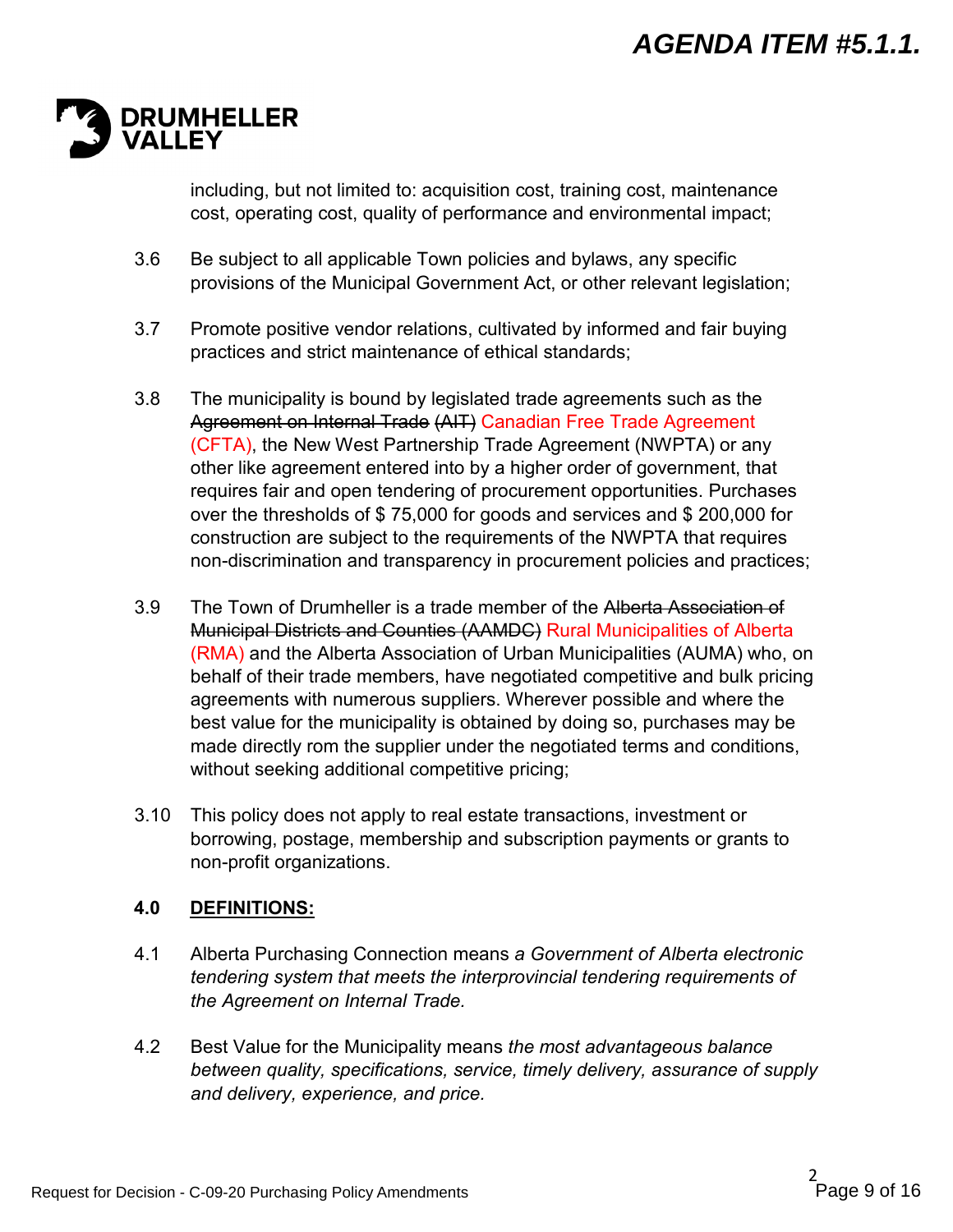including, but not limited to: acquisition cost, training cost, maintenance cost, operating cost, quality of performance and environmental impact;

3.6 Be subject to all applicable Town policies and bylaws, any specific provisions of the Municipal Government Act, or other relevant legislation;

3.7 Promote positive vendor relations, cultivated by informed and fair buying practices and strict maintenance of ethical standards;

3.8 The municipality is bound by legislated trade agreements such as the ~~Agreement on Internal Trade (AIT)~~ Canadian Free Trade Agreement (CFTA), the New West Partnership Trade Agreement (NWPTA) or any other like agreement entered into by a higher order of government, that requires fair and open tendering of procurement opportunities. Purchases over the thresholds of $ 75,000 for goods and services and $ 200,000 for construction are subject to the requirements of the NWPTA that requires non-discrimination and transparency in procurement policies and practices;

3.9 The Town of Drumheller is a trade member of the ~~Alberta Association of Municipal Districts and Counties (AAMDC)~~ Rural Municipalities of Alberta (RMA) and the Alberta Association of Urban Municipalities (AUMA) who, on behalf of their trade members, have negotiated competitive and bulk pricing agreements with numerous suppliers. Wherever possible and where the best value for the municipality is obtained by doing so, purchases may be made directly rom the supplier under the negotiated terms and conditions, without seeking additional competitive pricing;

3.10 This policy does not apply to real estate transactions, investment or borrowing, postage, membership and subscription payments or grants to non-profit organizations.

## 4.0 DEFINITIONS:

4.1 Alberta Purchasing Connection means *a Government of Alberta electronic tendering system that meets the interprovincial tendering requirements of the Agreement on Internal Trade.*

4.2 Best Value for the Municipality means *the most advantageous balance between quality, specifications, service, timely delivery, assurance of supply and delivery, experience, and price.*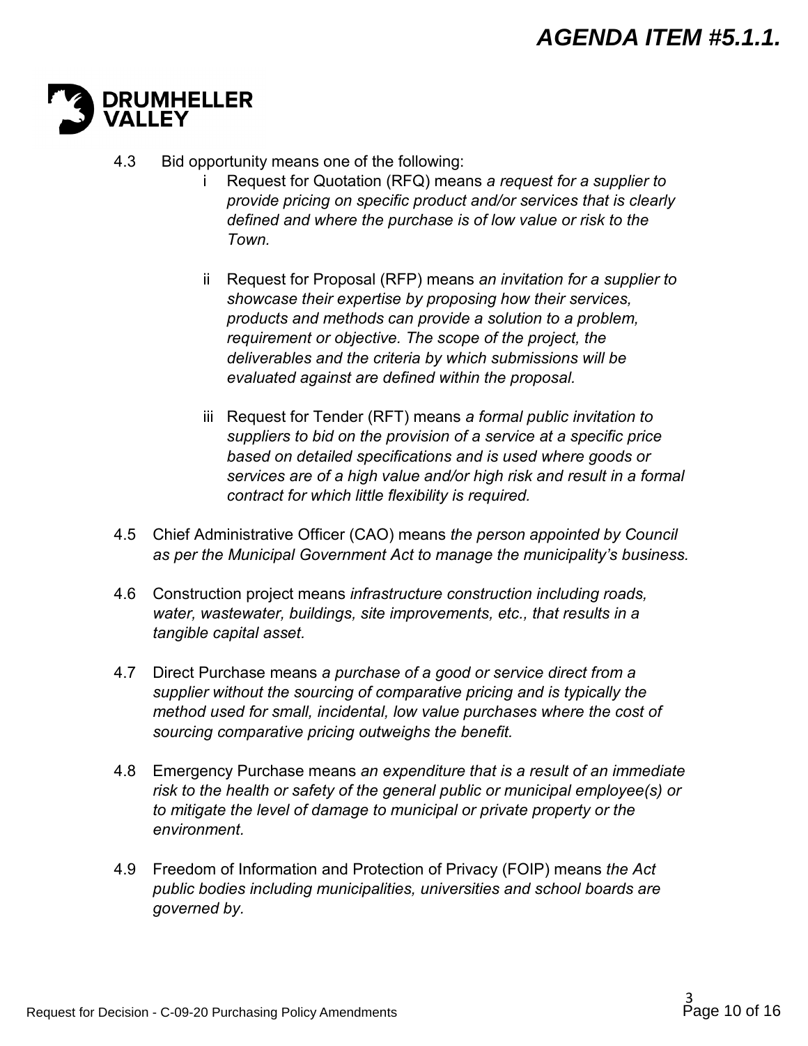4.3 Bid opportunity means one of the following:

   i Request for Quotation (RFQ) means *a request for a supplier to provide pricing on specific product and/or services that is clearly defined and where the purchase is of low value or risk to the Town.*

   ii Request for Proposal (RFP) means *an invitation for a supplier to showcase their expertise by proposing how their services, products and methods can provide a solution to a problem, requirement or objective. The scope of the project, the deliverables and the criteria by which submissions will be evaluated against are defined within the proposal.*

   iii Request for Tender (RFT) means *a formal public invitation to suppliers to bid on the provision of a service at a specific price based on detailed specifications and is used where goods or services are of a high value and/or high risk and result in a formal contract for which little flexibility is required.*

4.5 Chief Administrative Officer (CAO) means *the person appointed by Council as per the Municipal Government Act to manage the municipality's business.*

4.6 Construction project means *infrastructure construction including roads, water, wastewater, buildings, site improvements, etc., that results in a tangible capital asset.*

4.7 Direct Purchase means *a purchase of a good or service direct from a supplier without the sourcing of comparative pricing and is typically the method used for small, incidental, low value purchases where the cost of sourcing comparative pricing outweighs the benefit.*

4.8 Emergency Purchase means *an expenditure that is a result of an immediate risk to the health or safety of the general public or municipal employee(s) or to mitigate the level of damage to municipal or private property or the environment.*

4.9 Freedom of Information and Protection of Privacy (FOIP) means *the Act public bodies including municipalities, universities and school boards are governed by.*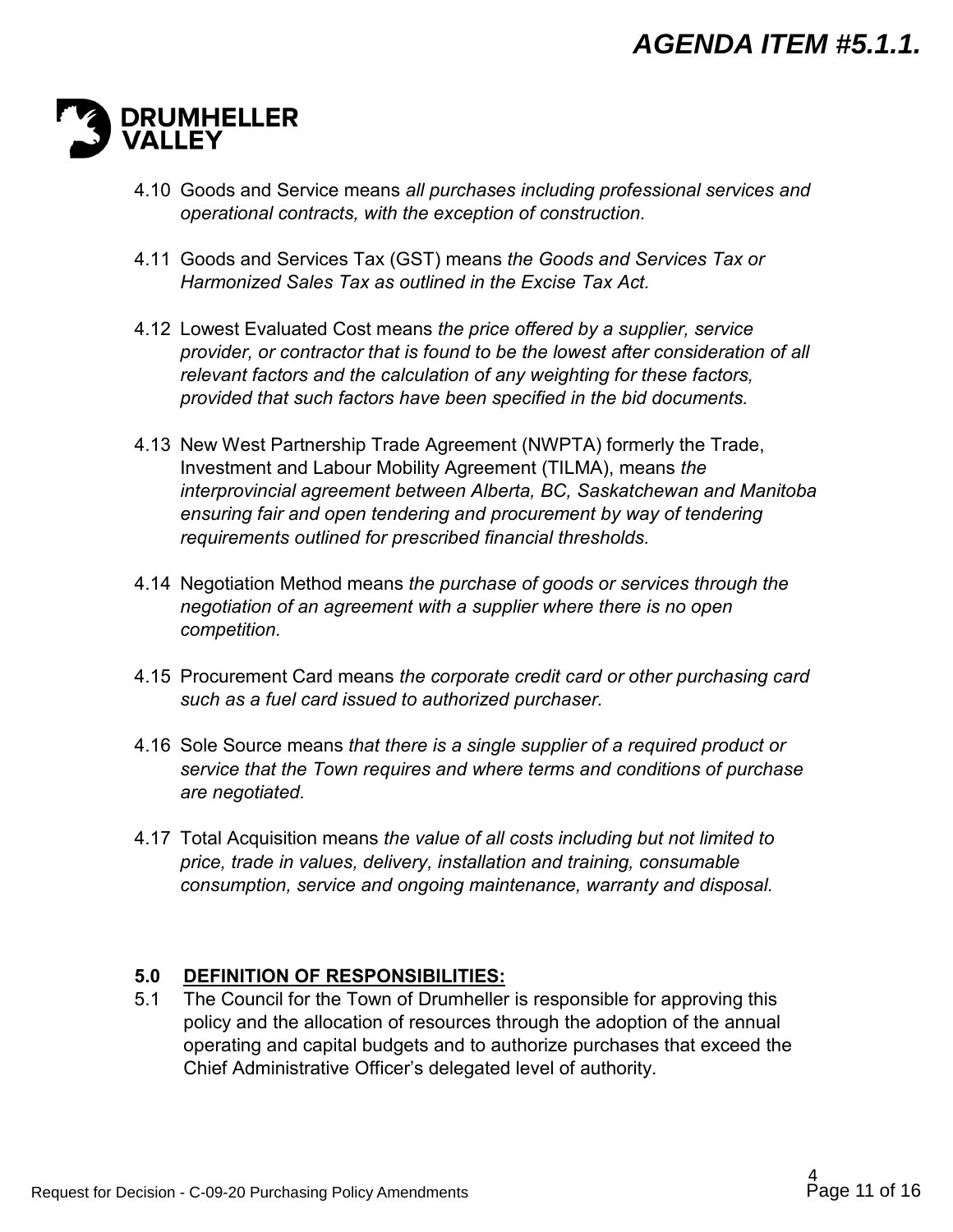4.10 Goods and Service means *all purchases including professional services and operational contracts, with the exception of construction.*

4.11 Goods and Services Tax (GST) means *the Goods and Services Tax or Harmonized Sales Tax as outlined in the Excise Tax Act.*

4.12 Lowest Evaluated Cost means *the price offered by a supplier, service provider, or contractor that is found to be the lowest after consideration of all relevant factors and the calculation of any weighting for these factors, provided that such factors have been specified in the bid documents.*

4.13 New West Partnership Trade Agreement (NWPTA) formerly the Trade, Investment and Labour Mobility Agreement (TILMA), means *the interprovincial agreement between Alberta, BC, Saskatchewan and Manitoba ensuring fair and open tendering and procurement by way of tendering requirements outlined for prescribed financial thresholds.*

4.14 Negotiation Method means *the purchase of goods or services through the negotiation of an agreement with a supplier where there is no open competition.*

4.15 Procurement Card means *the corporate credit card or other purchasing card such as a fuel card issued to authorized purchaser.*

4.16 Sole Source means *that there is a single supplier of a required product or service that the Town requires and where terms and conditions of purchase are negotiated.*

4.17 Total Acquisition means *the value of all costs including but not limited to price, trade in values, delivery, installation and training, consumable consumption, service and ongoing maintenance, warranty and disposal.*

## 5.0 DEFINITION OF RESPONSIBILITIES:

5.1 The Council for the Town of Drumheller is responsible for approving this policy and the allocation of resources through the adoption of the annual operating and capital budgets and to authorize purchases that exceed the Chief Administrative Officer's delegated level of authority.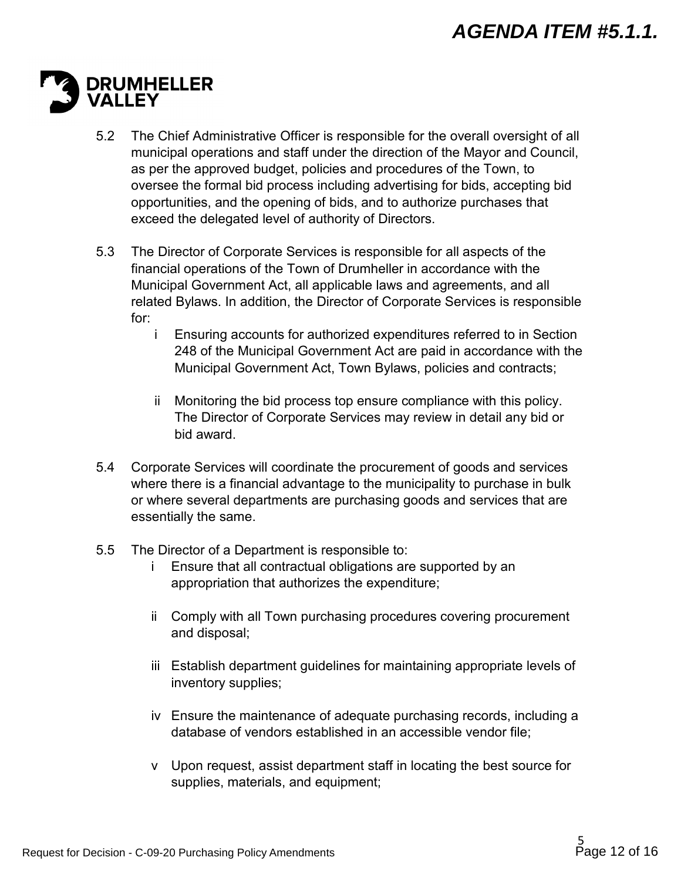5.2 The Chief Administrative Officer is responsible for the overall oversight of all municipal operations and staff under the direction of the Mayor and Council, as per the approved budget, policies and procedures of the Town, to oversee the formal bid process including advertising for bids, accepting bid opportunities, and the opening of bids, and to authorize purchases that exceed the delegated level of authority of Directors.

5.3 The Director of Corporate Services is responsible for all aspects of the financial operations of the Town of Drumheller in accordance with the Municipal Government Act, all applicable laws and agreements, and all related Bylaws. In addition, the Director of Corporate Services is responsible for:

- i Ensuring accounts for authorized expenditures referred to in Section 248 of the Municipal Government Act are paid in accordance with the Municipal Government Act, Town Bylaws, policies and contracts;
- ii Monitoring the bid process top ensure compliance with this policy. The Director of Corporate Services may review in detail any bid or bid award.

5.4 Corporate Services will coordinate the procurement of goods and services where there is a financial advantage to the municipality to purchase in bulk or where several departments are purchasing goods and services that are essentially the same.

5.5 The Director of a Department is responsible to:

- i Ensure that all contractual obligations are supported by an appropriation that authorizes the expenditure;
- ii Comply with all Town purchasing procedures covering procurement and disposal;
- iii Establish department guidelines for maintaining appropriate levels of inventory supplies;
- iv Ensure the maintenance of adequate purchasing records, including a database of vendors established in an accessible vendor file;
- v Upon request, assist department staff in locating the best source for supplies, materials, and equipment;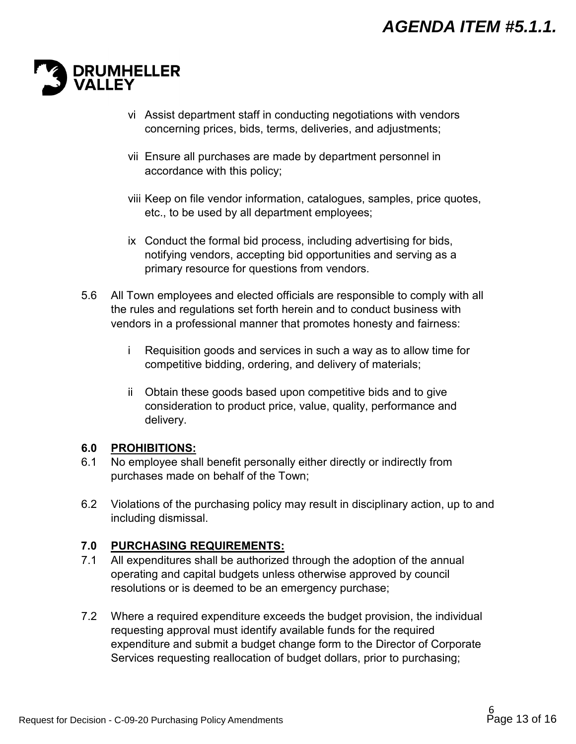vi Assist department staff in conducting negotiations with vendors concerning prices, bids, terms, deliveries, and adjustments;

vii Ensure all purchases are made by department personnel in accordance with this policy;

viii Keep on file vendor information, catalogues, samples, price quotes, etc., to be used by all department employees;

ix Conduct the formal bid process, including advertising for bids, notifying vendors, accepting bid opportunities and serving as a primary resource for questions from vendors.

5.6 All Town employees and elected officials are responsible to comply with all the rules and regulations set forth herein and to conduct business with vendors in a professional manner that promotes honesty and fairness:

i Requisition goods and services in such a way as to allow time for competitive bidding, ordering, and delivery of materials;

ii Obtain these goods based upon competitive bids and to give consideration to product price, value, quality, performance and delivery.

## 6.0 PROHIBITIONS:

6.1 No employee shall benefit personally either directly or indirectly from purchases made on behalf of the Town;

6.2 Violations of the purchasing policy may result in disciplinary action, up to and including dismissal.

## 7.0 PURCHASING REQUIREMENTS:

7.1 All expenditures shall be authorized through the adoption of the annual operating and capital budgets unless otherwise approved by council resolutions or is deemed to be an emergency purchase;

7.2 Where a required expenditure exceeds the budget provision, the individual requesting approval must identify available funds for the required expenditure and submit a budget change form to the Director of Corporate Services requesting reallocation of budget dollars, prior to purchasing;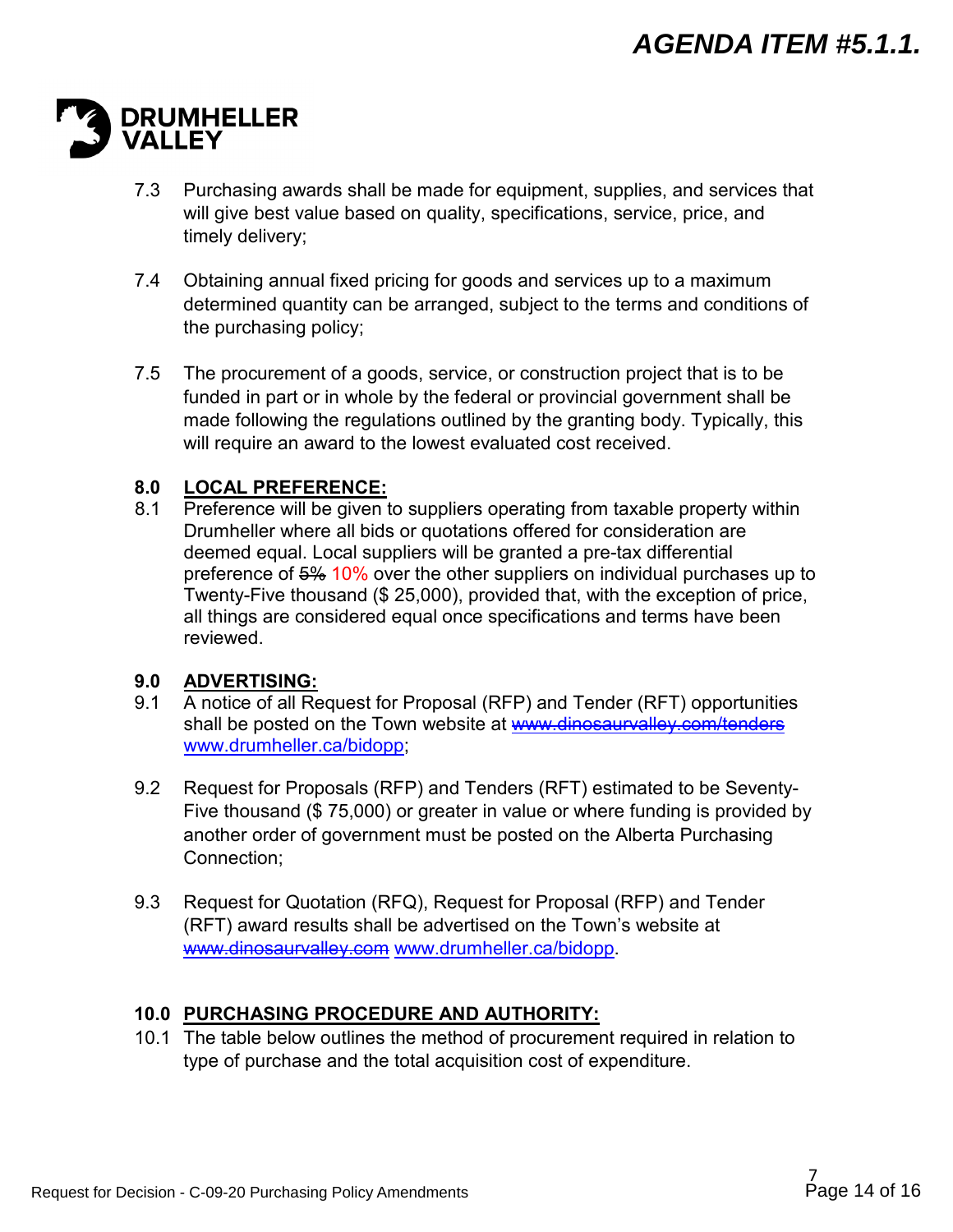7.3 Purchasing awards shall be made for equipment, supplies, and services that will give best value based on quality, specifications, service, price, and timely delivery;

7.4 Obtaining annual fixed pricing for goods and services up to a maximum determined quantity can be arranged, subject to the terms and conditions of the purchasing policy;

7.5 The procurement of a goods, service, or construction project that is to be funded in part or in whole by the federal or provincial government shall be made following the regulations outlined by the granting body. Typically, this will require an award to the lowest evaluated cost received.

## 8.0 LOCAL PREFERENCE:

8.1 Preference will be given to suppliers operating from taxable property within Drumheller where all bids or quotations offered for consideration are deemed equal. Local suppliers will be granted a pre-tax differential preference of ~~5%~~ 10% over the other suppliers on individual purchases up to Twenty-Five thousand ($ 25,000), provided that, with the exception of price, all things are considered equal once specifications and terms have been reviewed.

## 9.0 ADVERTISING:

9.1 A notice of all Request for Proposal (RFP) and Tender (RFT) opportunities shall be posted on the Town website at ~~www.dinosaurvalley.com/tenders~~ www.drumheller.ca/bidopp;

9.2 Request for Proposals (RFP) and Tenders (RFT) estimated to be Seventy-Five thousand ($ 75,000) or greater in value or where funding is provided by another order of government must be posted on the Alberta Purchasing Connection;

9.3 Request for Quotation (RFQ), Request for Proposal (RFP) and Tender (RFT) award results shall be advertised on the Town's website at ~~www.dinosaurvalley.com~~ www.drumheller.ca/bidopp.

## 10.0 PURCHASING PROCEDURE AND AUTHORITY:

10.1 The table below outlines the method of procurement required in relation to type of purchase and the total acquisition cost of expenditure.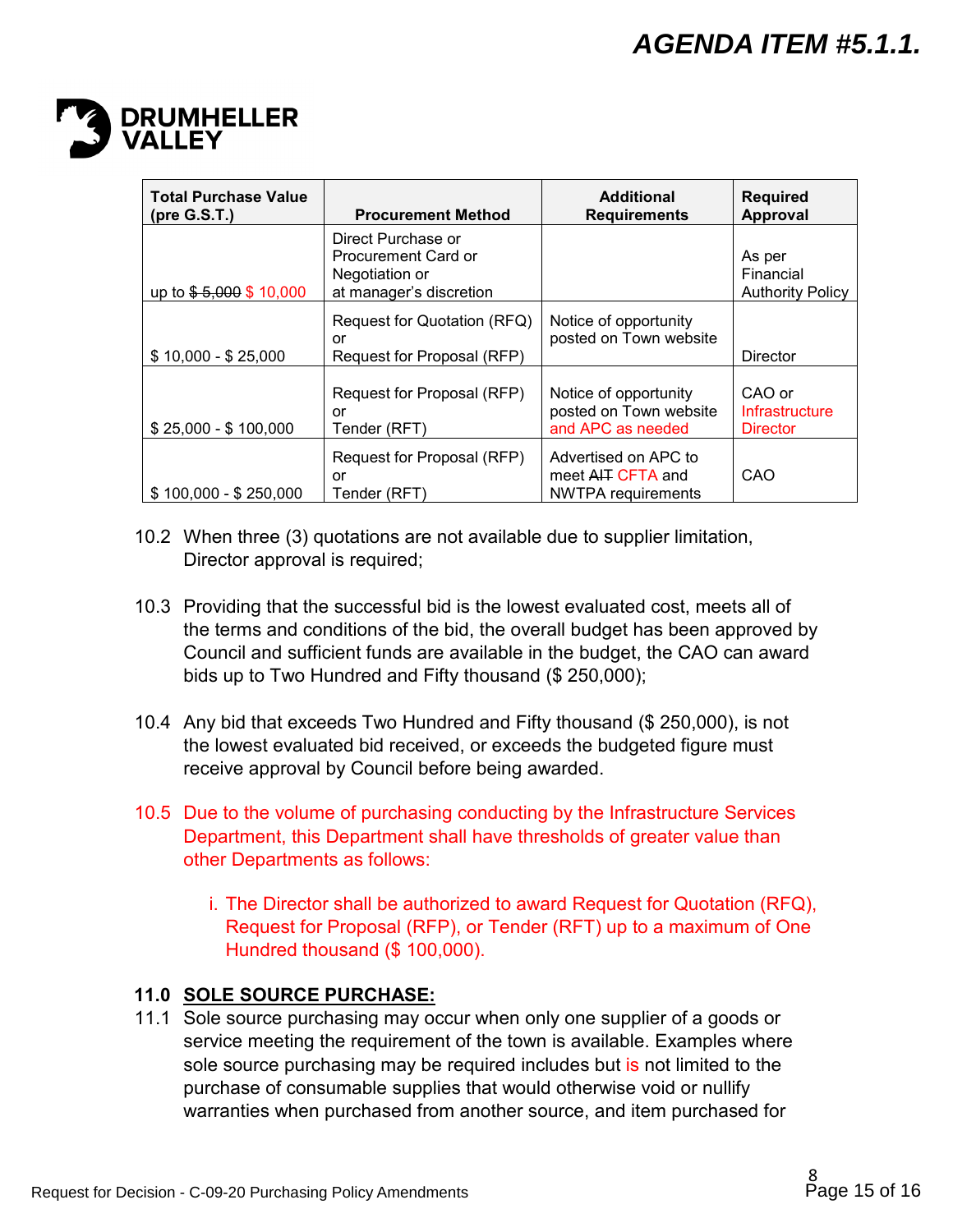| Total Purchase Value (pre G.S.T.) | Procurement Method | Additional Requirements | Required Approval |
|---|---|---|---|
| up to ~~$ 5,000~~ $ 10,000 | Direct Purchase or Procurement Card or Negotiation or at manager's discretion | | As per Financial Authority Policy |
| $ 10,000 - $ 25,000 | Request for Quotation (RFQ) or Request for Proposal (RFP) | Notice of opportunity posted on Town website | Director |
| $ 25,000 - $ 100,000 | Request for Proposal (RFP) or Tender (RFT) | Notice of opportunity posted on Town website and APC as needed | CAO or Infrastructure Director |
| $ 100,000 - $ 250,000 | Request for Proposal (RFP) or Tender (RFT) | Advertised on APC to meet ~~AIT~~ CFTA and NWTPA requirements | CAO |

10.2 When three (3) quotations are not available due to supplier limitation, Director approval is required;

10.3 Providing that the successful bid is the lowest evaluated cost, meets all of the terms and conditions of the bid, the overall budget has been approved by Council and sufficient funds are available in the budget, the CAO can award bids up to Two Hundred and Fifty thousand ($ 250,000);

10.4 Any bid that exceeds Two Hundred and Fifty thousand ($ 250,000), is not the lowest evaluated bid received, or exceeds the budgeted figure must receive approval by Council before being awarded.

10.5 Due to the volume of purchasing conducting by the Infrastructure Services Department, this Department shall have thresholds of greater value than other Departments as follows:

i. The Director shall be authorized to award Request for Quotation (RFQ), Request for Proposal (RFP), or Tender (RFT) up to a maximum of One Hundred thousand ($ 100,000).

**11.0 SOLE SOURCE PURCHASE:**

11.1 Sole source purchasing may occur when only one supplier of a goods or service meeting the requirement of the town is available. Examples where sole source purchasing may be required includes but is not limited to the purchase of consumable supplies that would otherwise void or nullify warranties when purchased from another source, and item purchased for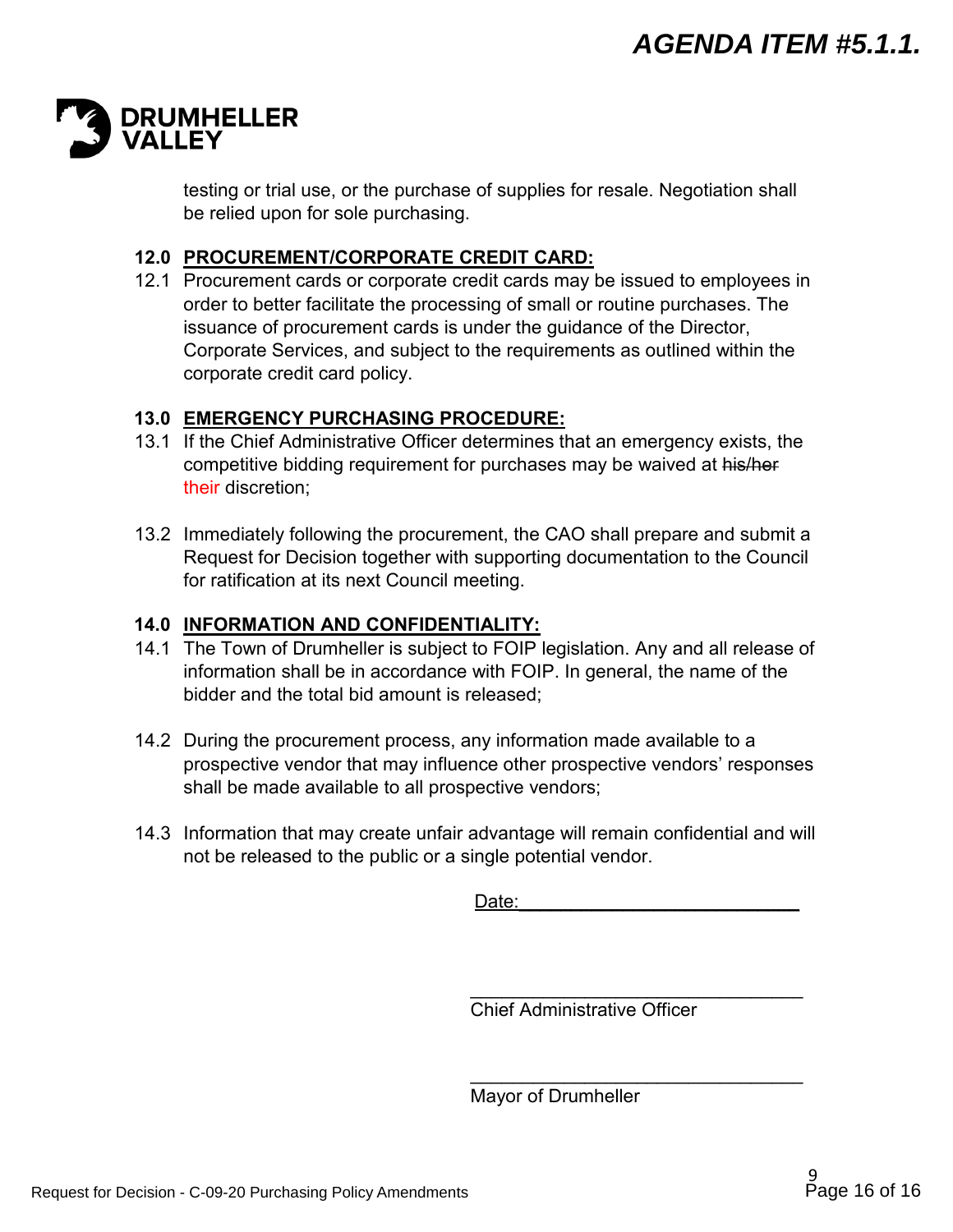testing or trial use, or the purchase of supplies for resale. Negotiation shall be relied upon for sole purchasing.

**12.0 PROCUREMENT/CORPORATE CREDIT CARD:**

12.1 Procurement cards or corporate credit cards may be issued to employees in order to better facilitate the processing of small or routine purchases. The issuance of procurement cards is under the guidance of the Director, Corporate Services, and subject to the requirements as outlined within the corporate credit card policy.

**13.0 EMERGENCY PURCHASING PROCEDURE:**

13.1 If the Chief Administrative Officer determines that an emergency exists, the competitive bidding requirement for purchases may be waived at ~~his/her~~ their discretion;

13.2 Immediately following the procurement, the CAO shall prepare and submit a Request for Decision together with supporting documentation to the Council for ratification at its next Council meeting.

**14.0 INFORMATION AND CONFIDENTIALITY:**

14.1 The Town of Drumheller is subject to FOIP legislation. Any and all release of information shall be in accordance with FOIP. In general, the name of the bidder and the total bid amount is released;

14.2 During the procurement process, any information made available to a prospective vendor that may influence other prospective vendors' responses shall be made available to all prospective vendors;

14.3 Information that may create unfair advantage will remain confidential and will not be released to the public or a single potential vendor.

Date:___________________________

_________________________________
Chief Administrative Officer

_________________________________
Mayor of Drumheller